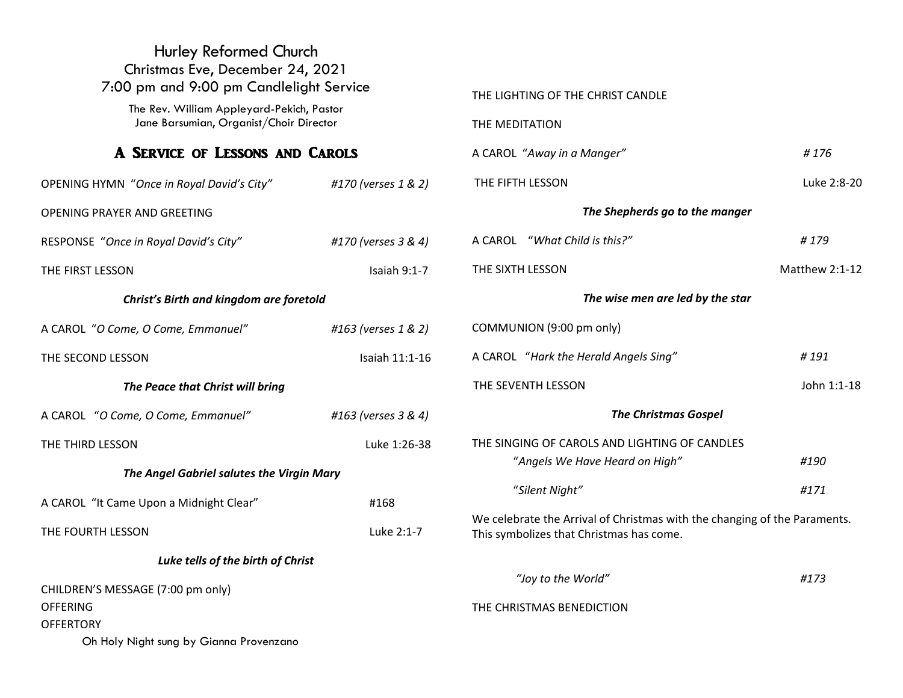# Hurley Reformed Church

Christmas Eve, December 24, 2021

7:00 pm and 9:00 pm Candlelight Service

The Rev. William Appleyard-Pekich, Pastor
Jane Barsumian, Organist/Choir Director

## A Service of Lessons and Carols

OPENING HYMN "*Once in Royal David's City*" *#170 (verses 1 & 2)*

OPENING PRAYER AND GREETING

RESPONSE "*Once in Royal David's City*" *#170 (verses 3 & 4)*

THE FIRST LESSON Isaiah 9:1-7

***Christ's Birth and kingdom are foretold***

A CAROL "*O Come, O Come, Emmanuel*" *#163 (verses 1 & 2)*

THE SECOND LESSON Isaiah 11:1-16

***The Peace that Christ will bring***

A CAROL "*O Come, O Come, Emmanuel*" *#163 (verses 3 & 4)*

THE THIRD LESSON Luke 1:26-38

***The Angel Gabriel salutes the Virgin Mary***

A CAROL "It Came Upon a Midnight Clear" #168

THE FOURTH LESSON Luke 2:1-7

***Luke tells of the birth of Christ***

CHILDREN'S MESSAGE (7:00 pm only)

OFFERING

OFFERTORY

Oh Holy Night sung by Gianna Provenzano

THE LIGHTING OF THE CHRIST CANDLE

THE MEDITATION

A CAROL "*Away in a Manger*" *# 176*

THE FIFTH LESSON Luke 2:8-20

***The Shepherds go to the manger***

A CAROL "*What Child is this?*" *# 179*

THE SIXTH LESSON Matthew 2:1-12

***The wise men are led by the star***

COMMUNION (9:00 pm only)

A CAROL "*Hark the Herald Angels Sing*" *# 191*

THE SEVENTH LESSON John 1:1-18

***The Christmas Gospel***

THE SINGING OF CAROLS AND LIGHTING OF CANDLES

"*Angels We Have Heard on High*" *#190*

"*Silent Night*" *#171*

We celebrate the Arrival of Christmas with the changing of the Paraments. This symbolizes that Christmas has come.

*"Joy to the World"* *#173*

THE CHRISTMAS BENEDICTION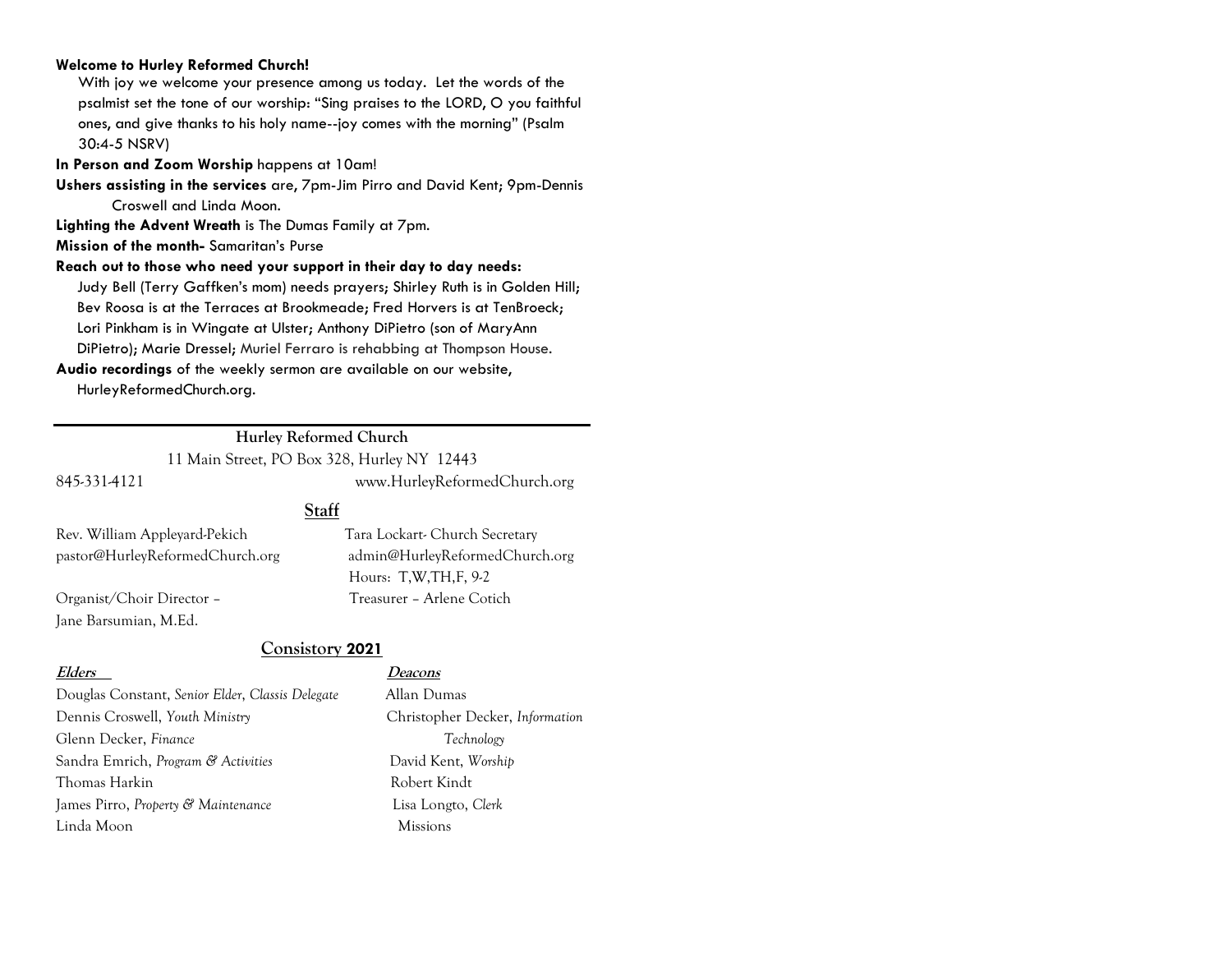**Welcome to Hurley Reformed Church!**

With joy we welcome your presence among us today. Let the words of the psalmist set the tone of our worship: "Sing praises to the LORD, O you faithful ones, and give thanks to his holy name--joy comes with the morning" (Psalm 30:4-5 NSRV)

**In Person and Zoom Worship** happens at 10am!

**Ushers assisting in the services** are, 7pm-Jim Pirro and David Kent; 9pm-Dennis Croswell and Linda Moon.

**Lighting the Advent Wreath** is The Dumas Family at 7pm.

**Mission of the month-** Samaritan's Purse

**Reach out to those who need your support in their day to day needs:**

Judy Bell (Terry Gaffken's mom) needs prayers; Shirley Ruth is in Golden Hill; Bev Roosa is at the Terraces at Brookmeade; Fred Horvers is at TenBroeck; Lori Pinkham is in Wingate at Ulster; Anthony DiPietro (son of MaryAnn DiPietro); Marie Dressel; Muriel Ferraro is rehabbing at Thompson House.

**Audio recordings** of the weekly sermon are available on our website, HurleyReformedChurch.org.

---

**Hurley Reformed Church**

11 Main Street, PO Box 328, Hurley NY 12443

845-331-4121 www.HurleyReformedChurch.org

## Staff

Rev. William Appleyard-Pekich
pastor@HurleyReformedChurch.org

Tara Lockart- Church Secretary
admin@HurleyReformedChurch.org
Hours: T,W,TH,F, 9-2

Organist/Choir Director – Jane Barsumian, M.Ed.

Treasurer – Arlene Cotich

## Consistory 2021

| **Elders** | **Deacons** |
|---|---|
| Douglas Constant, *Senior Elder, Classis Delegate* | Allan Dumas |
| Dennis Croswell, *Youth Ministry* | Christopher Decker, *Information Technology* |
| Glenn Decker, *Finance* | David Kent, *Worship* |
| Sandra Emrich, *Program & Activities* | Robert Kindt |
| Thomas Harkin | Lisa Longto, *Clerk* |
| James Pirro, *Property & Maintenance* | Missions |
| Linda Moon | |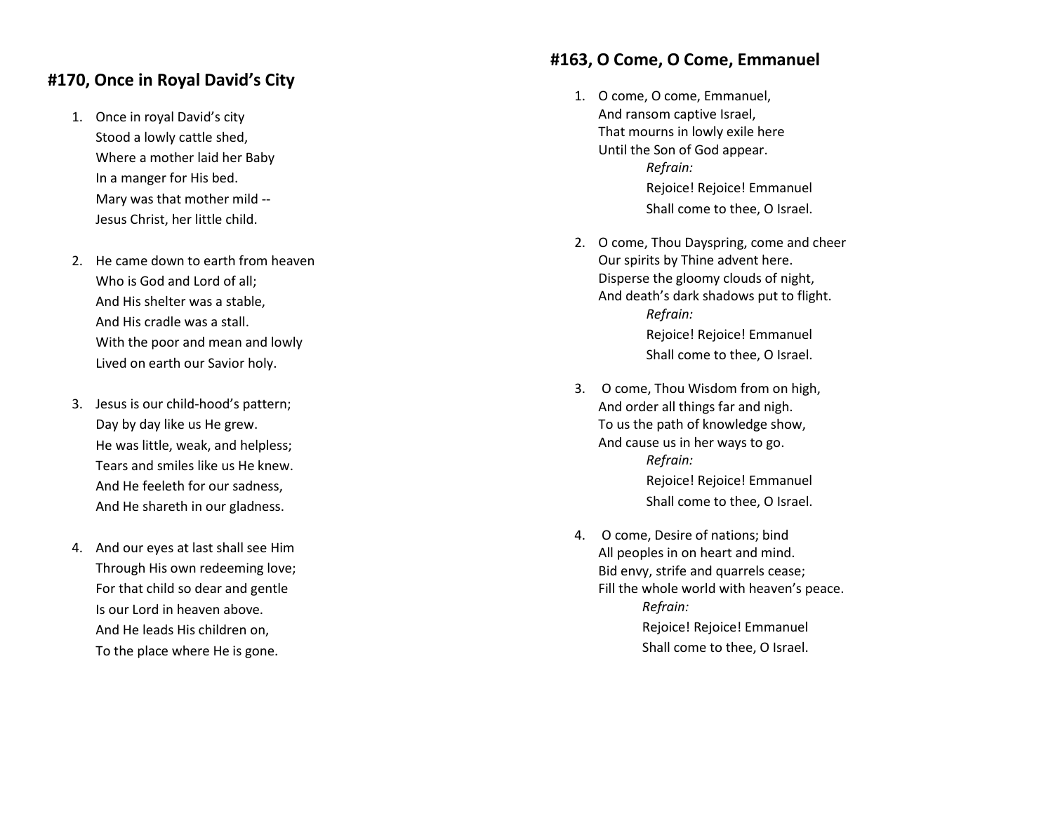## #170, Once in Royal David's City

1. Once in royal David's city
   Stood a lowly cattle shed,
   Where a mother laid her Baby
   In a manger for His bed.
   Mary was that mother mild --
   Jesus Christ, her little child.

2. He came down to earth from heaven
   Who is God and Lord of all;
   And His shelter was a stable,
   And His cradle was a stall.
   With the poor and mean and lowly
   Lived on earth our Savior holy.

3. Jesus is our child-hood's pattern;
   Day by day like us He grew.
   He was little, weak, and helpless;
   Tears and smiles like us He knew.
   And He feeleth for our sadness,
   And He shareth in our gladness.

4. And our eyes at last shall see Him
   Through His own redeeming love;
   For that child so dear and gentle
   Is our Lord in heaven above.
   And He leads His children on,
   To the place where He is gone.

## #163, O Come, O Come, Emmanuel

1. O come, O come, Emmanuel,
   And ransom captive Israel,
   That mourns in lowly exile here
   Until the Son of God appear.
   *Refrain:*
   Rejoice! Rejoice! Emmanuel
   Shall come to thee, O Israel.

2. O come, Thou Dayspring, come and cheer
   Our spirits by Thine advent here.
   Disperse the gloomy clouds of night,
   And death's dark shadows put to flight.
   *Refrain:*
   Rejoice! Rejoice! Emmanuel
   Shall come to thee, O Israel.

3. O come, Thou Wisdom from on high,
   And order all things far and nigh.
   To us the path of knowledge show,
   And cause us in her ways to go.
   *Refrain:*
   Rejoice! Rejoice! Emmanuel
   Shall come to thee, O Israel.

4. O come, Desire of nations; bind
   All peoples in on heart and mind.
   Bid envy, strife and quarrels cease;
   Fill the whole world with heaven's peace.
   *Refrain:*
   Rejoice! Rejoice! Emmanuel
   Shall come to thee, O Israel.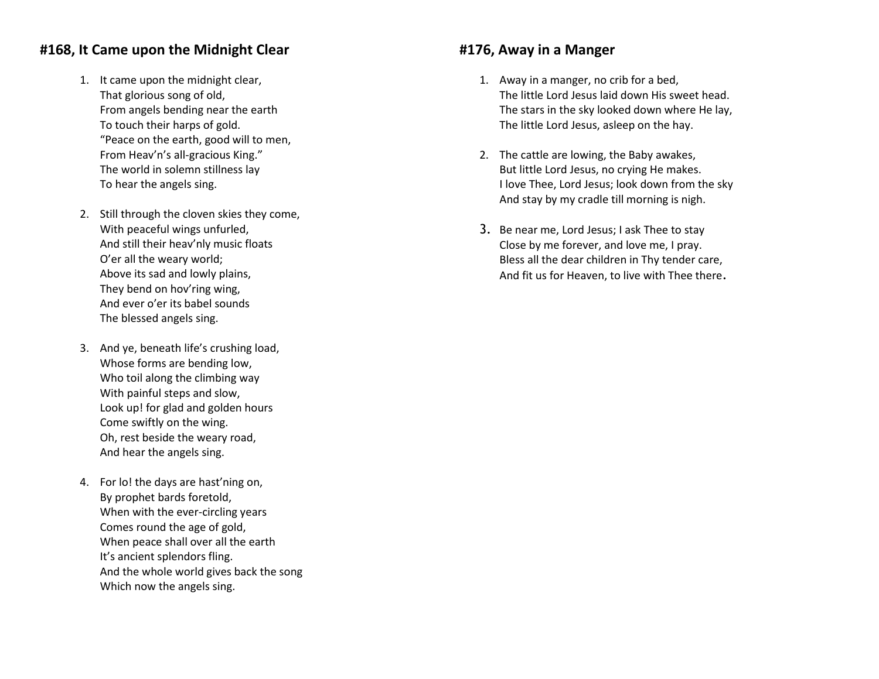## #168, It Came upon the Midnight Clear

1. It came upon the midnight clear,  
   That glorious song of old,  
   From angels bending near the earth  
   To touch their harps of gold.  
   “Peace on the earth, good will to men,  
   From Heav’n’s all-gracious King.”  
   The world in solemn stillness lay  
   To hear the angels sing.

2. Still through the cloven skies they come,  
   With peaceful wings unfurled,  
   And still their heav’nly music floats  
   O’er all the weary world;  
   Above its sad and lowly plains,  
   They bend on hov’ring wing,  
   And ever o’er its babel sounds  
   The blessed angels sing.

3. And ye, beneath life’s crushing load,  
   Whose forms are bending low,  
   Who toil along the climbing way  
   With painful steps and slow,  
   Look up! for glad and golden hours  
   Come swiftly on the wing.  
   Oh, rest beside the weary road,  
   And hear the angels sing.

4. For lo! the days are hast’ning on,  
   By prophet bards foretold,  
   When with the ever-circling years  
   Comes round the age of gold,  
   When peace shall over all the earth  
   It’s ancient splendors fling.  
   And the whole world gives back the song  
   Which now the angels sing.

## #176, Away in a Manger

1. Away in a manger, no crib for a bed,  
   The little Lord Jesus laid down His sweet head.  
   The stars in the sky looked down where He lay,  
   The little Lord Jesus, asleep on the hay.

2. The cattle are lowing, the Baby awakes,  
   But little Lord Jesus, no crying He makes.  
   I love Thee, Lord Jesus; look down from the sky  
   And stay by my cradle till morning is nigh.

3. Be near me, Lord Jesus; I ask Thee to stay  
   Close by me forever, and love me, I pray.  
   Bless all the dear children in Thy tender care,  
   And fit us for Heaven, to live with Thee there.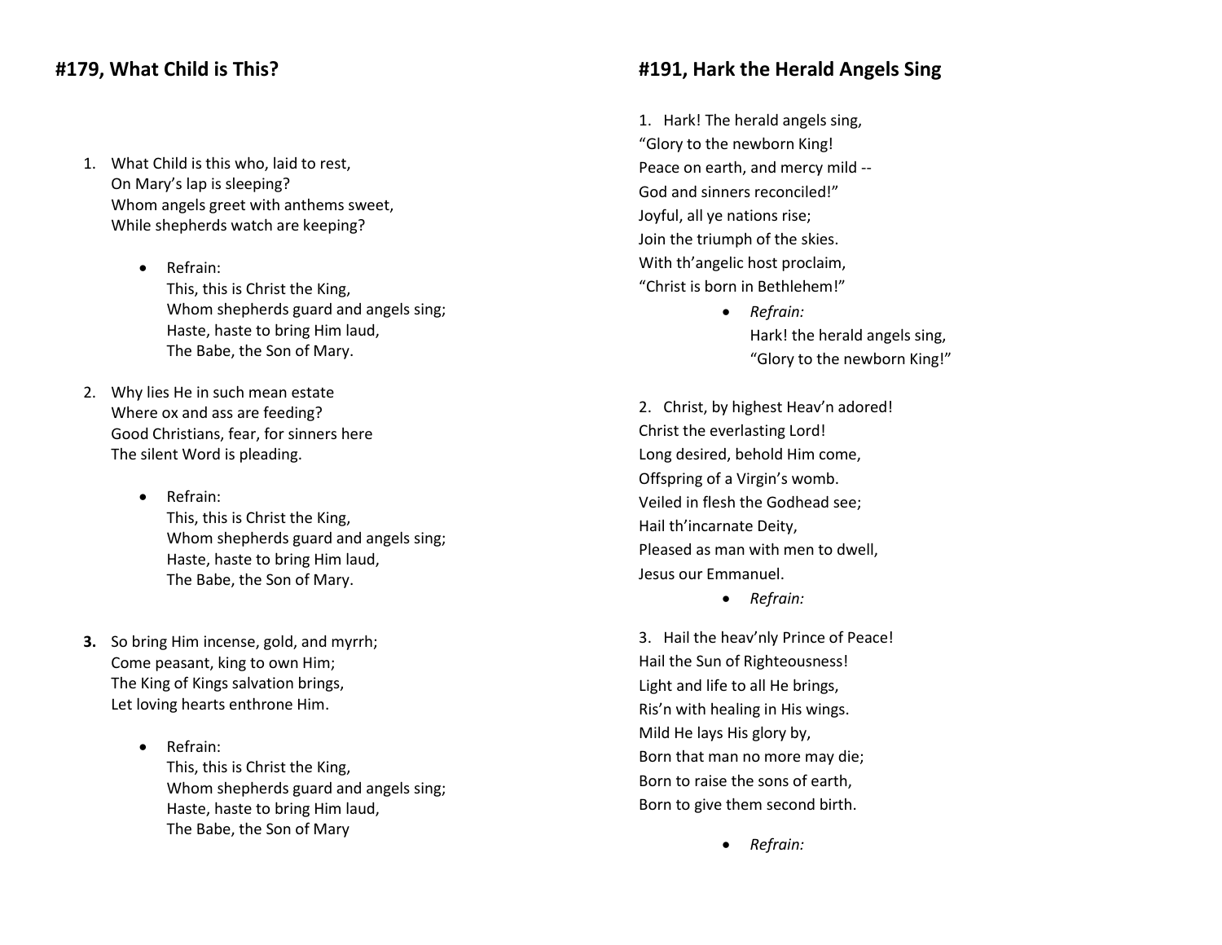## #179, What Child is This?

1. What Child is this who, laid to rest,
   On Mary's lap is sleeping?
   Whom angels greet with anthems sweet,
   While shepherds watch are keeping?

   - Refrain:
     This, this is Christ the King,
     Whom shepherds guard and angels sing;
     Haste, haste to bring Him laud,
     The Babe, the Son of Mary.

2. Why lies He in such mean estate
   Where ox and ass are feeding?
   Good Christians, fear, for sinners here
   The silent Word is pleading.

   - Refrain:
     This, this is Christ the King,
     Whom shepherds guard and angels sing;
     Haste, haste to bring Him laud,
     The Babe, the Son of Mary.

3. So bring Him incense, gold, and myrrh;
   Come peasant, king to own Him;
   The King of Kings salvation brings,
   Let loving hearts enthrone Him.

   - Refrain:
     This, this is Christ the King,
     Whom shepherds guard and angels sing;
     Haste, haste to bring Him laud,
     The Babe, the Son of Mary

## #191, Hark the Herald Angels Sing

1. Hark! The herald angels sing,
"Glory to the newborn King!
Peace on earth, and mercy mild --
God and sinners reconciled!"
Joyful, all ye nations rise;
Join the triumph of the skies.
With th'angelic host proclaim,
"Christ is born in Bethlehem!"

- *Refrain:*
  Hark! the herald angels sing,
  "Glory to the newborn King!"

2. Christ, by highest Heav'n adored!
Christ the everlasting Lord!
Long desired, behold Him come,
Offspring of a Virgin's womb.
Veiled in flesh the Godhead see;
Hail th'incarnate Deity,
Pleased as man with men to dwell,
Jesus our Emmanuel.

- *Refrain:*

3. Hail the heav'nly Prince of Peace!
Hail the Sun of Righteousness!
Light and life to all He brings,
Ris'n with healing in His wings.
Mild He lays His glory by,
Born that man no more may die;
Born to raise the sons of earth,
Born to give them second birth.

- *Refrain:*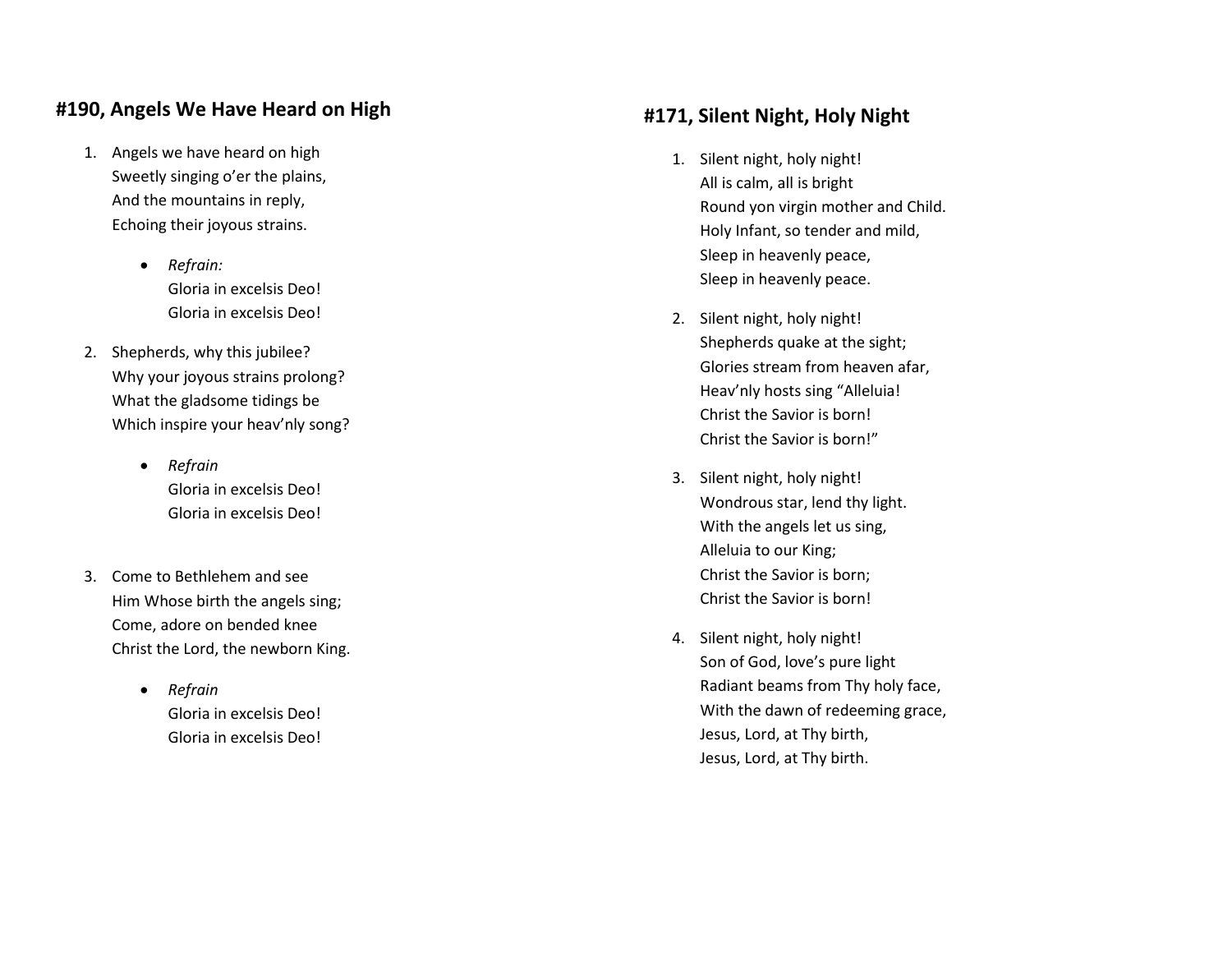## #190, Angels We Have Heard on High

1. Angels we have heard on high
   Sweetly singing o'er the plains,
   And the mountains in reply,
   Echoing their joyous strains.

   - *Refrain:*
     Gloria in excelsis Deo!
     Gloria in excelsis Deo!

2. Shepherds, why this jubilee?
   Why your joyous strains prolong?
   What the gladsome tidings be
   Which inspire your heav'nly song?

   - *Refrain*
     Gloria in excelsis Deo!
     Gloria in excelsis Deo!

3. Come to Bethlehem and see
   Him Whose birth the angels sing;
   Come, adore on bended knee
   Christ the Lord, the newborn King.

   - *Refrain*
     Gloria in excelsis Deo!
     Gloria in excelsis Deo!

## #171, Silent Night, Holy Night

1. Silent night, holy night!
   All is calm, all is bright
   Round yon virgin mother and Child.
   Holy Infant, so tender and mild,
   Sleep in heavenly peace,
   Sleep in heavenly peace.

2. Silent night, holy night!
   Shepherds quake at the sight;
   Glories stream from heaven afar,
   Heav'nly hosts sing "Alleluia!
   Christ the Savior is born!
   Christ the Savior is born!"

3. Silent night, holy night!
   Wondrous star, lend thy light.
   With the angels let us sing,
   Alleluia to our King;
   Christ the Savior is born;
   Christ the Savior is born!

4. Silent night, holy night!
   Son of God, love's pure light
   Radiant beams from Thy holy face,
   With the dawn of redeeming grace,
   Jesus, Lord, at Thy birth,
   Jesus, Lord, at Thy birth.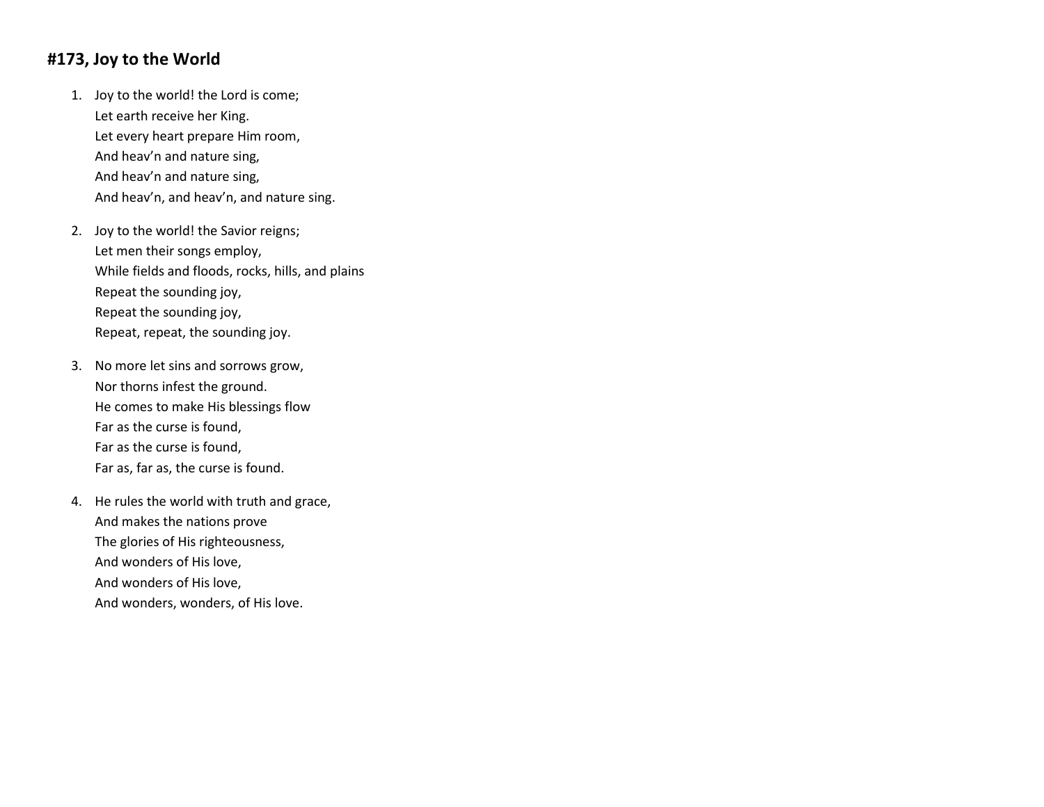### #173, Joy to the World

1. Joy to the world! the Lord is come;
   Let earth receive her King.
   Let every heart prepare Him room,
   And heav'n and nature sing,
   And heav'n and nature sing,
   And heav'n, and heav'n, and nature sing.

2. Joy to the world! the Savior reigns;
   Let men their songs employ,
   While fields and floods, rocks, hills, and plains
   Repeat the sounding joy,
   Repeat the sounding joy,
   Repeat, repeat, the sounding joy.

3. No more let sins and sorrows grow,
   Nor thorns infest the ground.
   He comes to make His blessings flow
   Far as the curse is found,
   Far as the curse is found,
   Far as, far as, the curse is found.

4. He rules the world with truth and grace,
   And makes the nations prove
   The glories of His righteousness,
   And wonders of His love,
   And wonders of His love,
   And wonders, wonders, of His love.